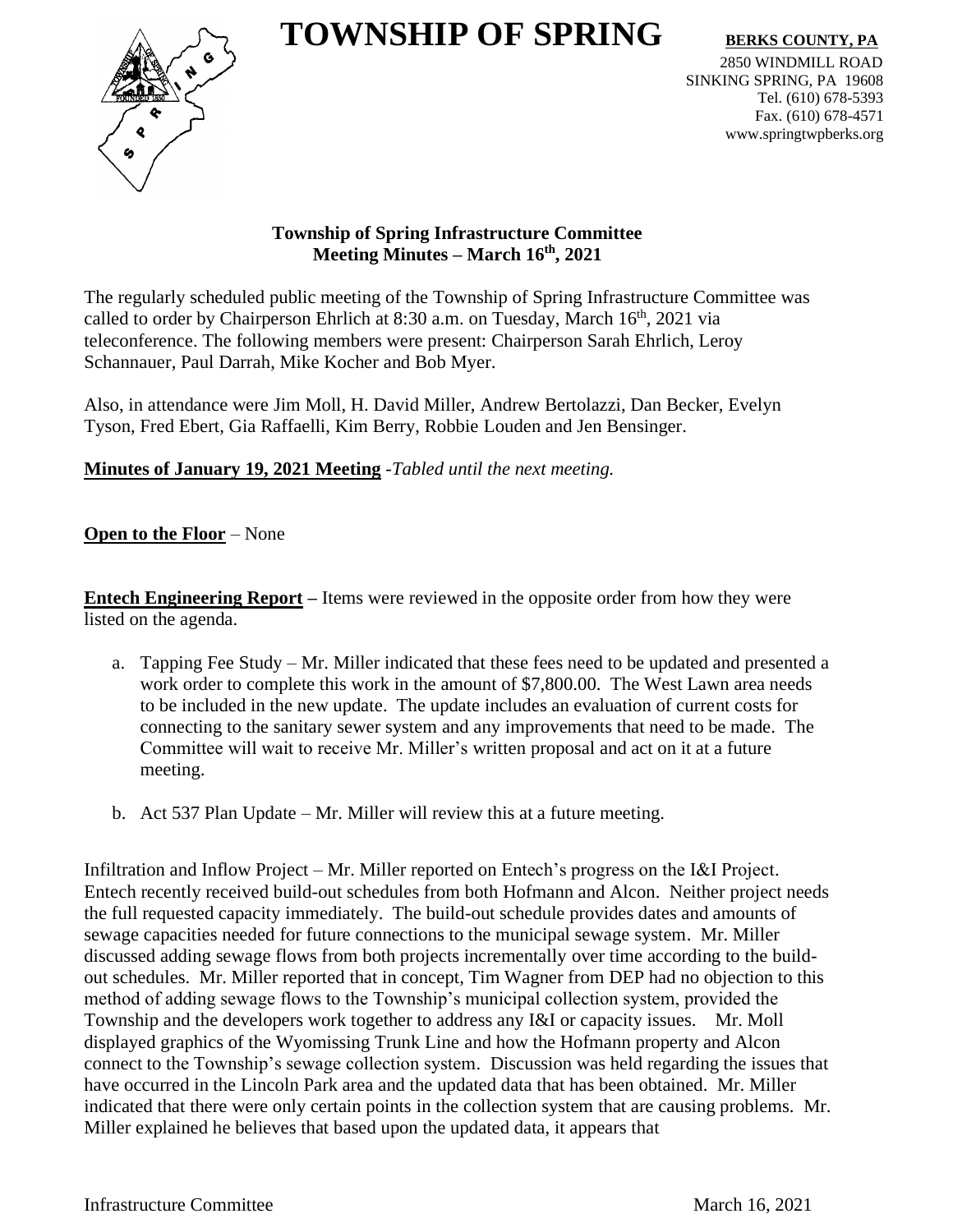# TOWNSHIP OF SPRING

**BERKS COUNTY, PA**

2850 WINDMILL ROAD
SINKING SPRING, PA 19608
Tel. (610) 678-5393
Fax. (610) 678-4571
www.springtwpberks.org

**Township of Spring Infrastructure Committee**
**Meeting Minutes – March 16th, 2021**

The regularly scheduled public meeting of the Township of Spring Infrastructure Committee was called to order by Chairperson Ehrlich at 8:30 a.m. on Tuesday, March 16th, 2021 via teleconference. The following members were present: Chairperson Sarah Ehrlich, Leroy Schannauer, Paul Darrah, Mike Kocher and Bob Myer.

Also, in attendance were Jim Moll, H. David Miller, Andrew Bertolazzi, Dan Becker, Evelyn Tyson, Fred Ebert, Gia Raffaelli, Kim Berry, Robbie Louden and Jen Bensinger.

**Minutes of January 19, 2021 Meeting** -*Tabled until the next meeting.*

**Open to the Floor** – None

**Entech Engineering Report –** Items were reviewed in the opposite order from how they were listed on the agenda.

a. Tapping Fee Study – Mr. Miller indicated that these fees need to be updated and presented a work order to complete this work in the amount of $7,800.00. The West Lawn area needs to be included in the new update. The update includes an evaluation of current costs for connecting to the sanitary sewer system and any improvements that need to be made. The Committee will wait to receive Mr. Miller's written proposal and act on it at a future meeting.

b. Act 537 Plan Update – Mr. Miller will review this at a future meeting.

Infiltration and Inflow Project – Mr. Miller reported on Entech's progress on the I&I Project. Entech recently received build-out schedules from both Hofmann and Alcon. Neither project needs the full requested capacity immediately. The build-out schedule provides dates and amounts of sewage capacities needed for future connections to the municipal sewage system. Mr. Miller discussed adding sewage flows from both projects incrementally over time according to the build-out schedules. Mr. Miller reported that in concept, Tim Wagner from DEP had no objection to this method of adding sewage flows to the Township's municipal collection system, provided the Township and the developers work together to address any I&I or capacity issues. Mr. Moll displayed graphics of the Wyomissing Trunk Line and how the Hofmann property and Alcon connect to the Township's sewage collection system. Discussion was held regarding the issues that have occurred in the Lincoln Park area and the updated data that has been obtained. Mr. Miller indicated that there were only certain points in the collection system that are causing problems. Mr. Miller explained he believes that based upon the updated data, it appears that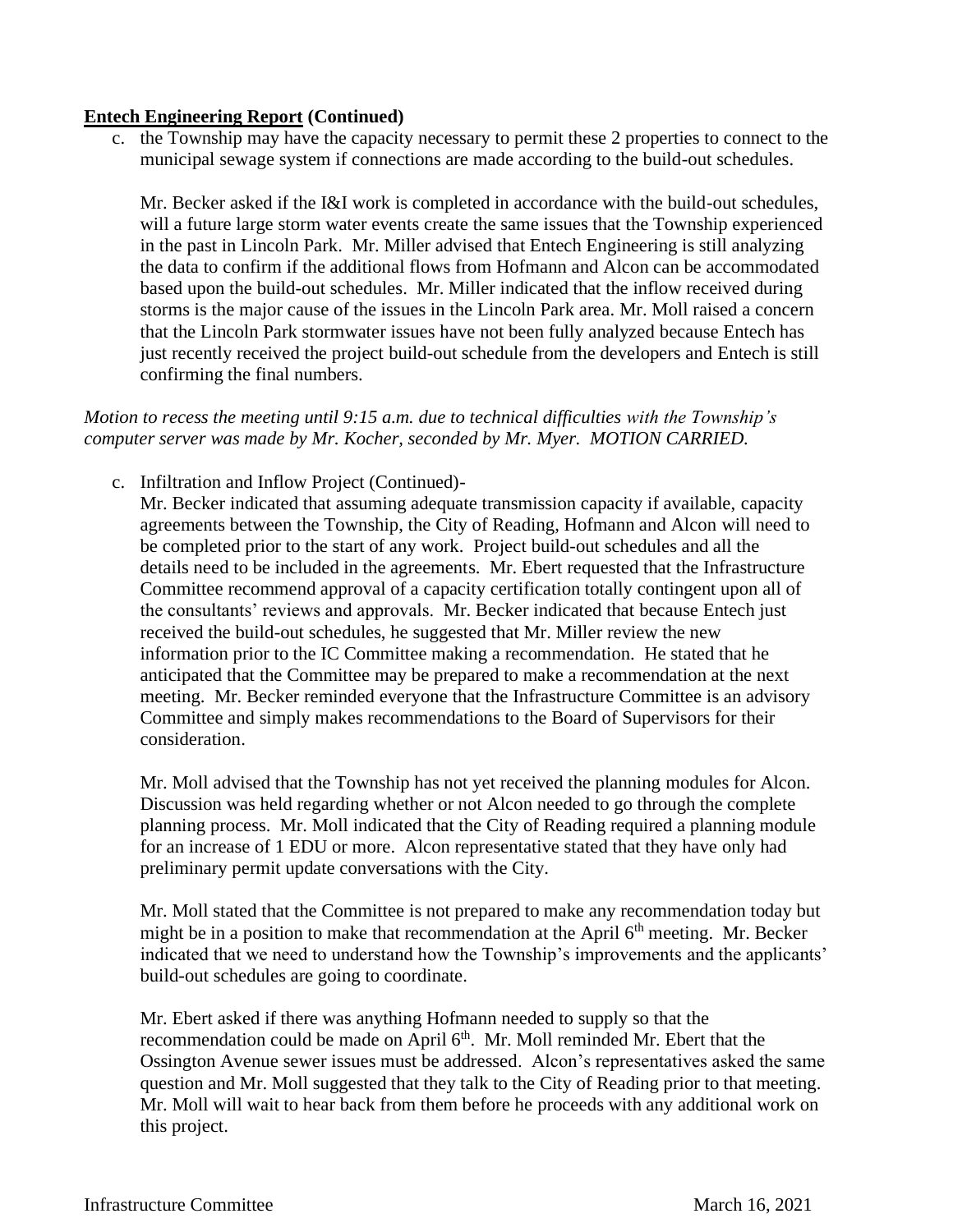**<u>Entech Engineering Report</u> (Continued)**

c. the Township may have the capacity necessary to permit these 2 properties to connect to the municipal sewage system if connections are made according to the build-out schedules.

   Mr. Becker asked if the I&I work is completed in accordance with the build-out schedules, will a future large storm water events create the same issues that the Township experienced in the past in Lincoln Park. Mr. Miller advised that Entech Engineering is still analyzing the data to confirm if the additional flows from Hofmann and Alcon can be accommodated based upon the build-out schedules. Mr. Miller indicated that the inflow received during storms is the major cause of the issues in the Lincoln Park area. Mr. Moll raised a concern that the Lincoln Park stormwater issues have not been fully analyzed because Entech has just recently received the project build-out schedule from the developers and Entech is still confirming the final numbers.

*Motion to recess the meeting until 9:15 a.m. due to technical difficulties with the Township's computer server was made by Mr. Kocher, seconded by Mr. Myer. MOTION CARRIED.*

c. Infiltration and Inflow Project (Continued)-

   Mr. Becker indicated that assuming adequate transmission capacity if available, capacity agreements between the Township, the City of Reading, Hofmann and Alcon will need to be completed prior to the start of any work. Project build-out schedules and all the details need to be included in the agreements. Mr. Ebert requested that the Infrastructure Committee recommend approval of a capacity certification totally contingent upon all of the consultants' reviews and approvals. Mr. Becker indicated that because Entech just received the build-out schedules, he suggested that Mr. Miller review the new information prior to the IC Committee making a recommendation. He stated that he anticipated that the Committee may be prepared to make a recommendation at the next meeting. Mr. Becker reminded everyone that the Infrastructure Committee is an advisory Committee and simply makes recommendations to the Board of Supervisors for their consideration.

   Mr. Moll advised that the Township has not yet received the planning modules for Alcon. Discussion was held regarding whether or not Alcon needed to go through the complete planning process. Mr. Moll indicated that the City of Reading required a planning module for an increase of 1 EDU or more. Alcon representative stated that they have only had preliminary permit update conversations with the City.

   Mr. Moll stated that the Committee is not prepared to make any recommendation today but might be in a position to make that recommendation at the April 6th meeting. Mr. Becker indicated that we need to understand how the Township's improvements and the applicants' build-out schedules are going to coordinate.

   Mr. Ebert asked if there was anything Hofmann needed to supply so that the recommendation could be made on April 6th. Mr. Moll reminded Mr. Ebert that the Ossington Avenue sewer issues must be addressed. Alcon's representatives asked the same question and Mr. Moll suggested that they talk to the City of Reading prior to that meeting. Mr. Moll will wait to hear back from them before he proceeds with any additional work on this project.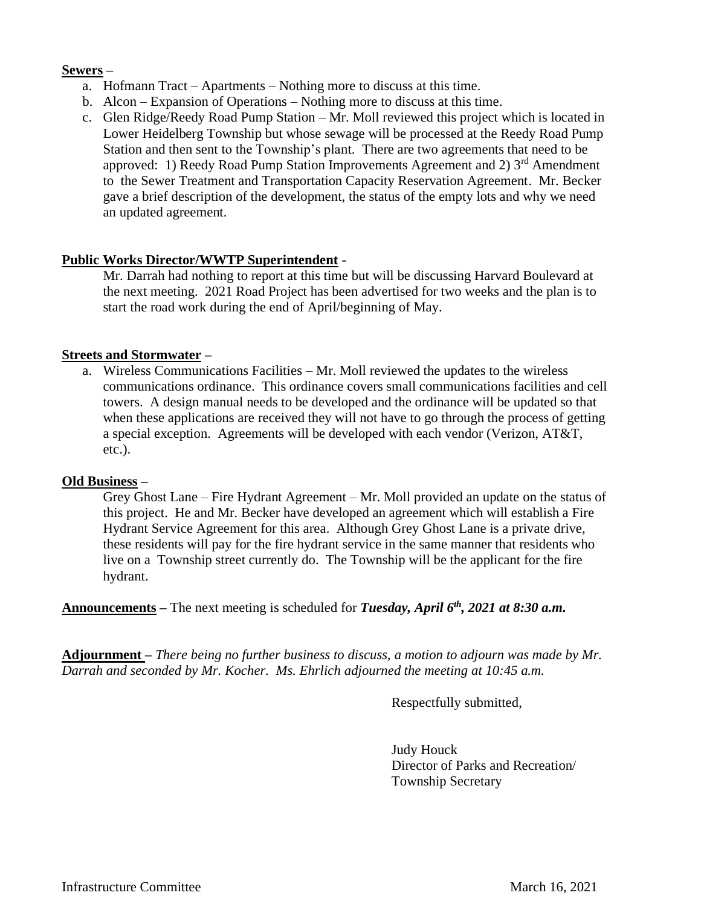**Sewers –**

a. Hofmann Tract – Apartments – Nothing more to discuss at this time.
b. Alcon – Expansion of Operations – Nothing more to discuss at this time.
c. Glen Ridge/Reedy Road Pump Station – Mr. Moll reviewed this project which is located in Lower Heidelberg Township but whose sewage will be processed at the Reedy Road Pump Station and then sent to the Township's plant. There are two agreements that need to be approved: 1) Reedy Road Pump Station Improvements Agreement and 2) 3rd Amendment to the Sewer Treatment and Transportation Capacity Reservation Agreement. Mr. Becker gave a brief description of the development, the status of the empty lots and why we need an updated agreement.

**Public Works Director/WWTP Superintendent -**

Mr. Darrah had nothing to report at this time but will be discussing Harvard Boulevard at the next meeting. 2021 Road Project has been advertised for two weeks and the plan is to start the road work during the end of April/beginning of May.

**Streets and Stormwater –**

a. Wireless Communications Facilities – Mr. Moll reviewed the updates to the wireless communications ordinance. This ordinance covers small communications facilities and cell towers. A design manual needs to be developed and the ordinance will be updated so that when these applications are received they will not have to go through the process of getting a special exception. Agreements will be developed with each vendor (Verizon, AT&T, etc.).

**Old Business –**

Grey Ghost Lane – Fire Hydrant Agreement – Mr. Moll provided an update on the status of this project. He and Mr. Becker have developed an agreement which will establish a Fire Hydrant Service Agreement for this area. Although Grey Ghost Lane is a private drive, these residents will pay for the fire hydrant service in the same manner that residents who live on a Township street currently do. The Township will be the applicant for the fire hydrant.

**Announcements –** The next meeting is scheduled for ***Tuesday, April 6th, 2021 at 8:30 a.m.***

**Adjournment –** *There being no further business to discuss, a motion to adjourn was made by Mr. Darrah and seconded by Mr. Kocher. Ms. Ehrlich adjourned the meeting at 10:45 a.m.*

Respectfully submitted,

Judy Houck
Director of Parks and Recreation/
Township Secretary